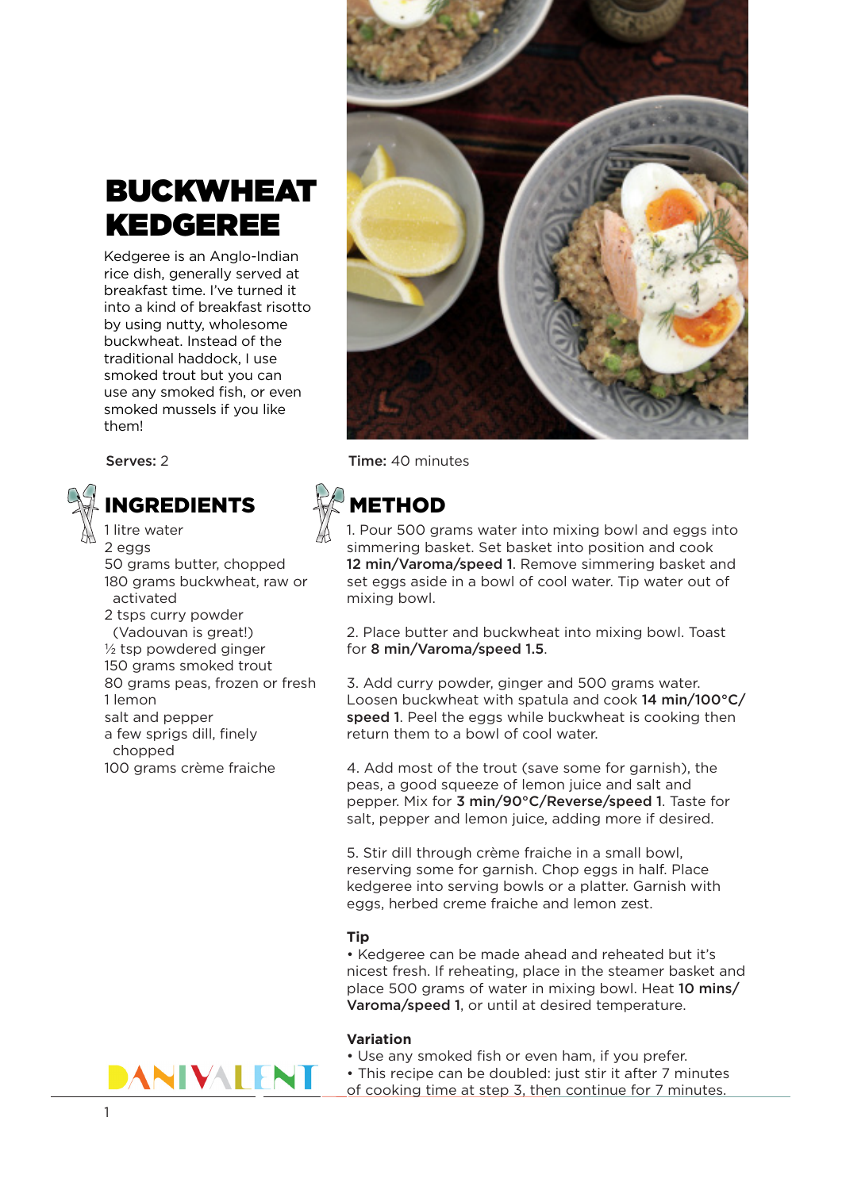# BUCKWHEAT KEDGEREE

Kedgeree is an Anglo-Indian rice dish, generally served at breakfast time. I've turned it into a kind of breakfast risotto by using nutty, wholesome buckwheat. Instead of the traditional haddock, I use smoked trout but you can use any smoked fish, or even smoked mussels if you like them!

**Serves:** 2

**Time:** 40 minutes

## INGREDIENTS

1 litre water
2 eggs
50 grams butter, chopped
180 grams buckwheat, raw or activated
2 tsps curry powder (Vadouvan is great!)
½ tsp powdered ginger
150 grams smoked trout
80 grams peas, frozen or fresh
1 lemon
salt and pepper
a few sprigs dill, finely chopped
100 grams crème fraiche

## METHOD

1. Pour 500 grams water into mixing bowl and eggs into simmering basket. Set basket into position and cook **12 min/Varoma/speed 1**. Remove simmering basket and set eggs aside in a bowl of cool water. Tip water out of mixing bowl.

2. Place butter and buckwheat into mixing bowl. Toast for **8 min/Varoma/speed 1.5**.

3. Add curry powder, ginger and 500 grams water. Loosen buckwheat with spatula and cook **14 min/100°C/speed 1**. Peel the eggs while buckwheat is cooking then return them to a bowl of cool water.

4. Add most of the trout (save some for garnish), the peas, a good squeeze of lemon juice and salt and pepper. Mix for **3 min/90°C/Reverse/speed 1**. Taste for salt, pepper and lemon juice, adding more if desired.

5. Stir dill through crème fraiche in a small bowl, reserving some for garnish. Chop eggs in half. Place kedgeree into serving bowls or a platter. Garnish with eggs, herbed creme fraiche and lemon zest.

### Tip

- Kedgeree can be made ahead and reheated but it's nicest fresh. If reheating, place in the steamer basket and place 500 grams of water in mixing bowl. Heat **10 mins/Varoma/speed 1**, or until at desired temperature.

### Variation

- Use any smoked fish or even ham, if you prefer.
- This recipe can be doubled: just stir it after 7 minutes of cooking time at step 3, then continue for 7 minutes.

DANIVALENT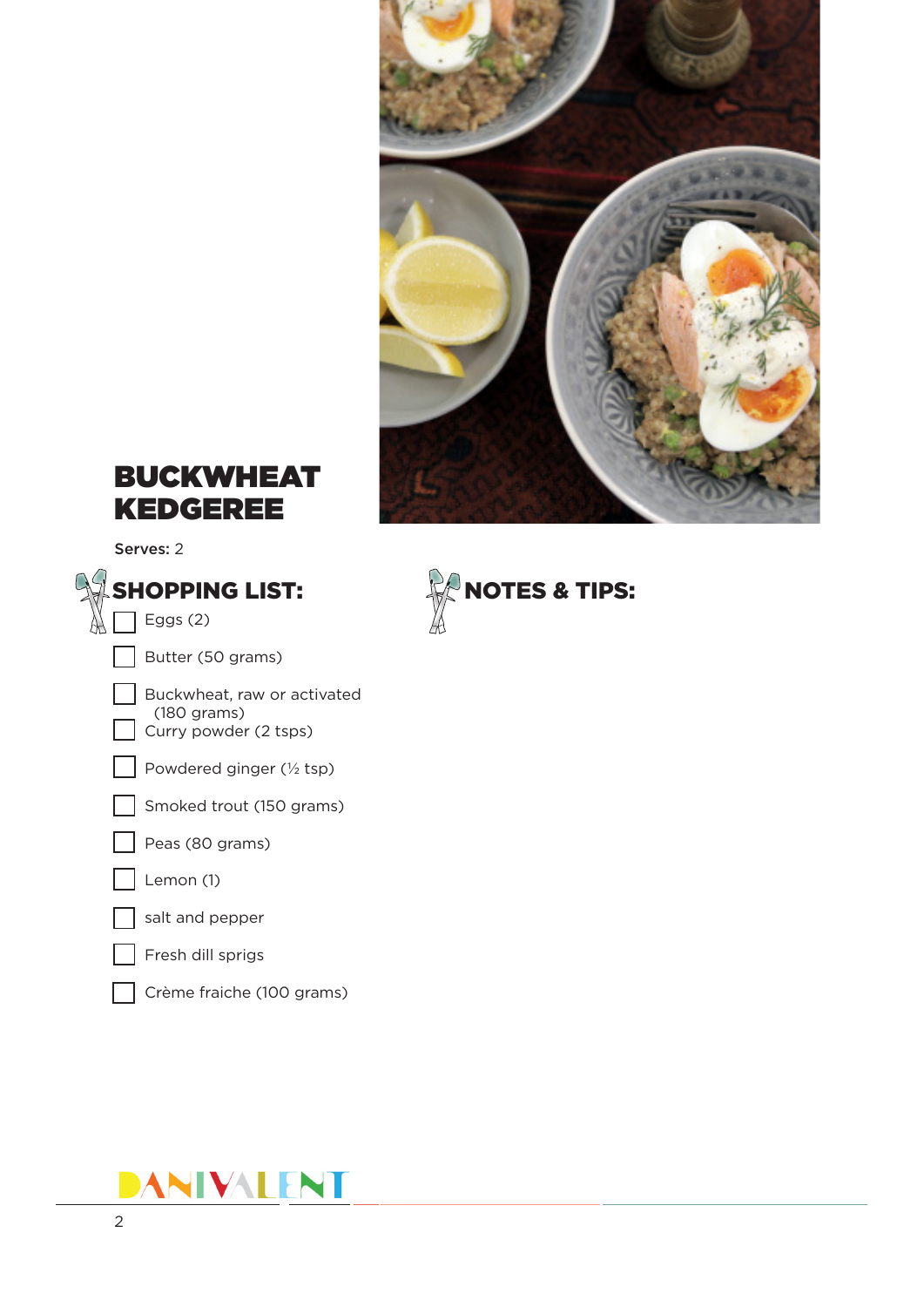# BUCKWHEAT KEDGEREE

**Serves:** 2

## SHOPPING LIST:

- [ ] Eggs (2)
- [ ] Butter (50 grams)
- [ ] Buckwheat, raw or activated (180 grams)
- [ ] Curry powder (2 tsps)
- [ ] Powdered ginger (½ tsp)
- [ ] Smoked trout (150 grams)
- [ ] Peas (80 grams)
- [ ] Lemon (1)
- [ ] salt and pepper
- [ ] Fresh dill sprigs
- [ ] Crème fraiche (100 grams)

## NOTES & TIPS:

DANIVALENT